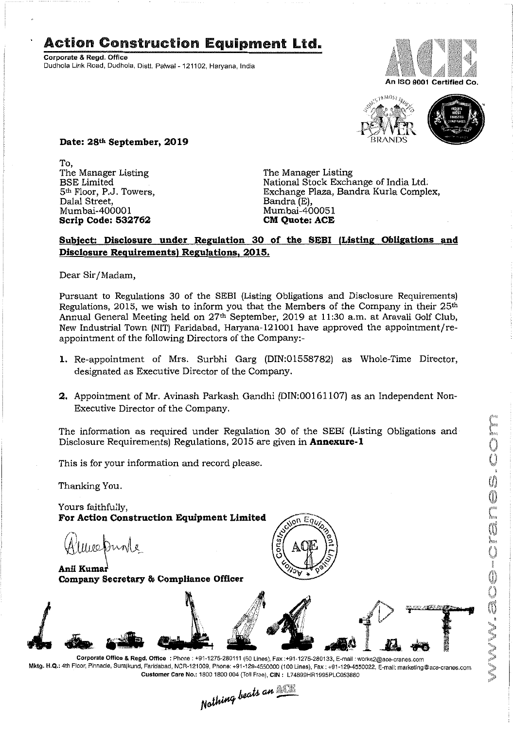# Action Construction Equipment Ltd.

**Corporate & Regd. Office**
Dudhola Link Road, Dudhola, Distt. Palwal - 121102, Haryana, India

An ISO 9001 Certified Co.

**Date: 28th September, 2019**

To,
The Manager Listing
BSE Limited
5th Floor, P.J. Towers,
Dalal Street,
Mumbai-400001
**Scrip Code: 532762**

The Manager Listing
National Stock Exchange of India Ltd.
Exchange Plaza, Bandra Kurla Complex,
Bandra (E),
Mumbai-400051
**CM Quote: ACE**

**Subject: Disclosure under Regulation 30 of the SEBI (Listing Obligations and Disclosure Requirements) Regulations, 2015.**

Dear Sir/Madam,

Pursuant to Regulations 30 of the SEBI (Listing Obligations and Disclosure Requirements) Regulations, 2015, we wish to inform you that the Members of the Company in their 25th Annual General Meeting held on 27th September, 2019 at 11:30 a.m. at Aravali Golf Club, New Industrial Town (NIT) Faridabad, Haryana-121001 have approved the appointment/re-appointment of the following Directors of the Company:-

1. Re-appointment of Mrs. Surbhi Garg (DIN:01558782) as Whole-Time Director, designated as Executive Director of the Company.
2. Appointment of Mr. Avinash Parkash Gandhi (DIN:00161107) as an Independent Non-Executive Director of the Company.

The information as required under Regulation 30 of the SEBI (Listing Obligations and Disclosure Requirements) Regulations, 2015 are given in **Annexure-1**

This is for your information and record please.

Thanking You.

Yours faithfully,
**For Action Construction Equipment Limited**

**Anil Kumar**
**Company Secretary & Compliance Officer**

Corporate Office & Regd. Office : Phone : +91-1275-280111 (50 Lines), Fax :+91-1275-280133, E-mail : works2@ace-cranes.com
Mktg. H.Q.: 4th Floor, Pinnacle, Surajkund, Faridabad, NCR-121009, Phone: +91-129-4550000 (100 Lines), Fax : +91-129-4550022, E-mail: marketing@ace-cranes.com
Customer Care No.: 1800 1800 004 (Toll Free), CIN : L74899HR1995PLC053860

*Nothing beats an ACE*

www.ace-cranes.com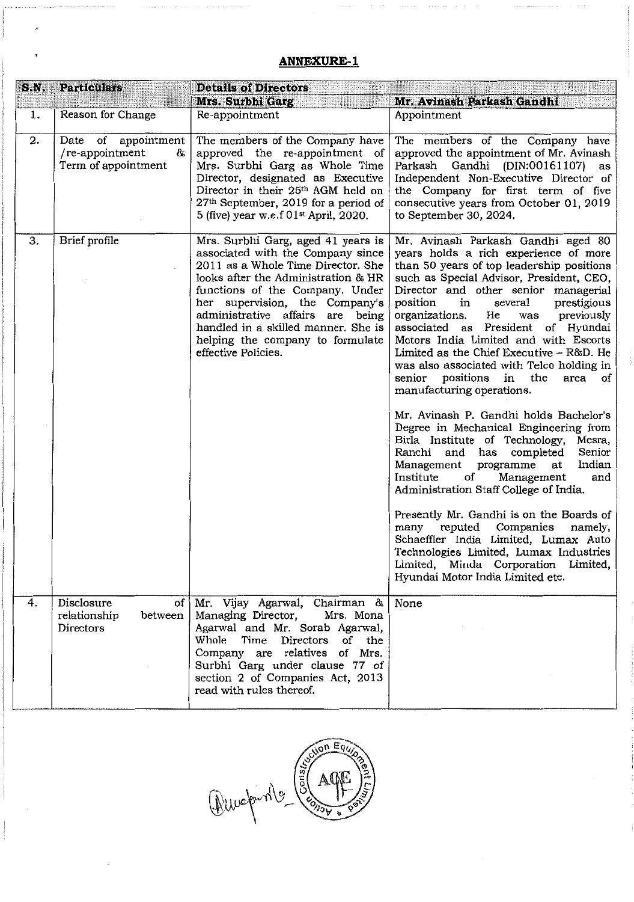## ANNEXURE-1

| S.N. | Particulars | Details of Directors | |
|---|---|---|---|
| | | Mrs. Surbhi Garg | Mr. Avinash Parkash Gandhi |
| 1. | Reason for Change | Re-appointment | Appointment |
| 2. | Date of appointment /re-appointment & Term of appointment | The members of the Company have approved the re-appointment of Mrs. Surbhi Garg as Whole Time Director, designated as Executive Director in their 25th AGM held on 27th September, 2019 for a period of 5 (five) year w.e.f 01st April, 2020. | The members of the Company have approved the appointment of Mr. Avinash Parkash Gandhi (DIN:00161107) as Independent Non-Executive Director of the Company for first term of five consecutive years from October 01, 2019 to September 30, 2024. |
| 3. | Brief profile | Mrs. Surbhi Garg, aged 41 years is associated with the Company since 2011 as a Whole Time Director. She looks after the Administration & HR functions of the Company. Under her supervision, the Company's administrative affairs are being handled in a skilled manner. She is helping the company to formulate effective Policies. | Mr. Avinash Parkash Gandhi aged 80 years holds a rich experience of more than 50 years of top leadership positions such as Special Advisor, President, CEO, Director and other senior managerial position in several prestigious organizations. He was previously associated as President of Hyundai Motors India Limited and with Escorts Limited as the Chief Executive – R&D. He was also associated with Telco holding in senior positions in the area of manufacturing operations.<br><br>Mr. Avinash P. Gandhi holds Bachelor's Degree in Mechanical Engineering from Birla Institute of Technology, Mesra, Ranchi and has completed Senior Management programme at Indian Institute of Management and Administration Staff College of India.<br><br>Presently Mr. Gandhi is on the Boards of many reputed Companies namely, Schaeffler India Limited, Lumax Auto Technologies Limited, Lumax Industries Limited, Minda Corporation Limited, Hyundai Motor India Limited etc. |
| 4. | Disclosure of relationship between Directors | Mr. Vijay Agarwal, Chairman & Managing Director, Mrs. Mona Agarwal and Mr. Sorab Agarwal, Whole Time Directors of the Company are relatives of Mrs. Surbhi Garg under clause 77 of section 2 of Companies Act, 2013 read with rules thereof. | None |